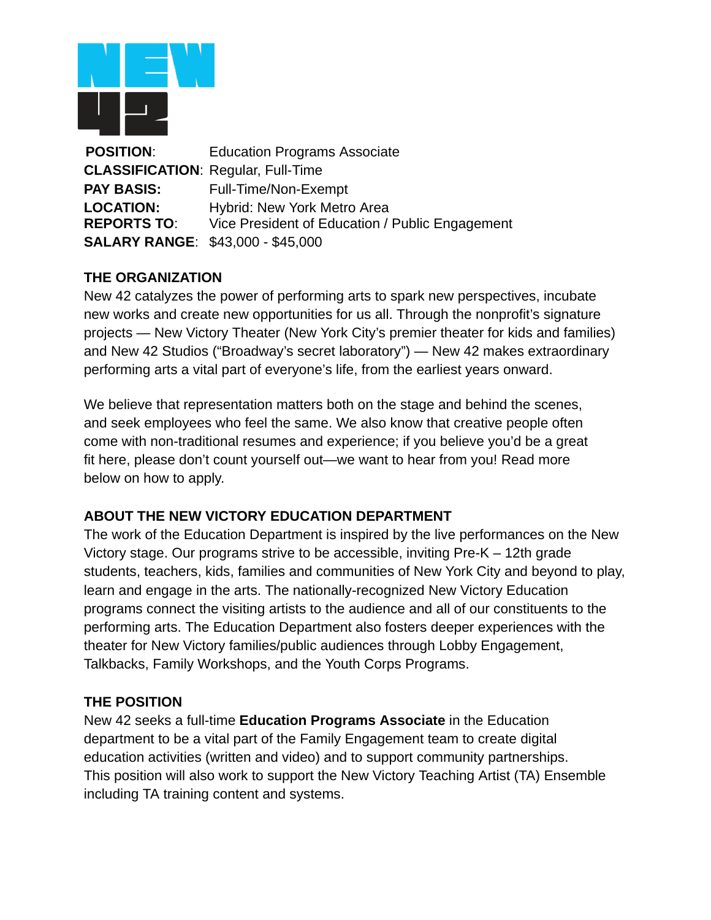**POSITION**: Education Programs Associate
**CLASSIFICATION**: Regular, Full-Time
**PAY BASIS:** Full-Time/Non-Exempt
**LOCATION:** Hybrid: New York Metro Area
**REPORTS TO**: Vice President of Education / Public Engagement
**SALARY RANGE**: $43,000 - $45,000

## THE ORGANIZATION

New 42 catalyzes the power of performing arts to spark new perspectives, incubate new works and create new opportunities for us all. Through the nonprofit's signature projects — New Victory Theater (New York City's premier theater for kids and families) and New 42 Studios ("Broadway's secret laboratory") — New 42 makes extraordinary performing arts a vital part of everyone's life, from the earliest years onward.

We believe that representation matters both on the stage and behind the scenes, and seek employees who feel the same. We also know that creative people often come with non-traditional resumes and experience; if you believe you'd be a great fit here, please don't count yourself out—we want to hear from you! Read more below on how to apply.

## ABOUT THE NEW VICTORY EDUCATION DEPARTMENT

The work of the Education Department is inspired by the live performances on the New Victory stage. Our programs strive to be accessible, inviting Pre-K – 12th grade students, teachers, kids, families and communities of New York City and beyond to play, learn and engage in the arts. The nationally-recognized New Victory Education programs connect the visiting artists to the audience and all of our constituents to the performing arts. The Education Department also fosters deeper experiences with the theater for New Victory families/public audiences through Lobby Engagement, Talkbacks, Family Workshops, and the Youth Corps Programs.

## THE POSITION

New 42 seeks a full-time **Education Programs Associate** in the Education department to be a vital part of the Family Engagement team to create digital education activities (written and video) and to support community partnerships. This position will also work to support the New Victory Teaching Artist (TA) Ensemble including TA training content and systems.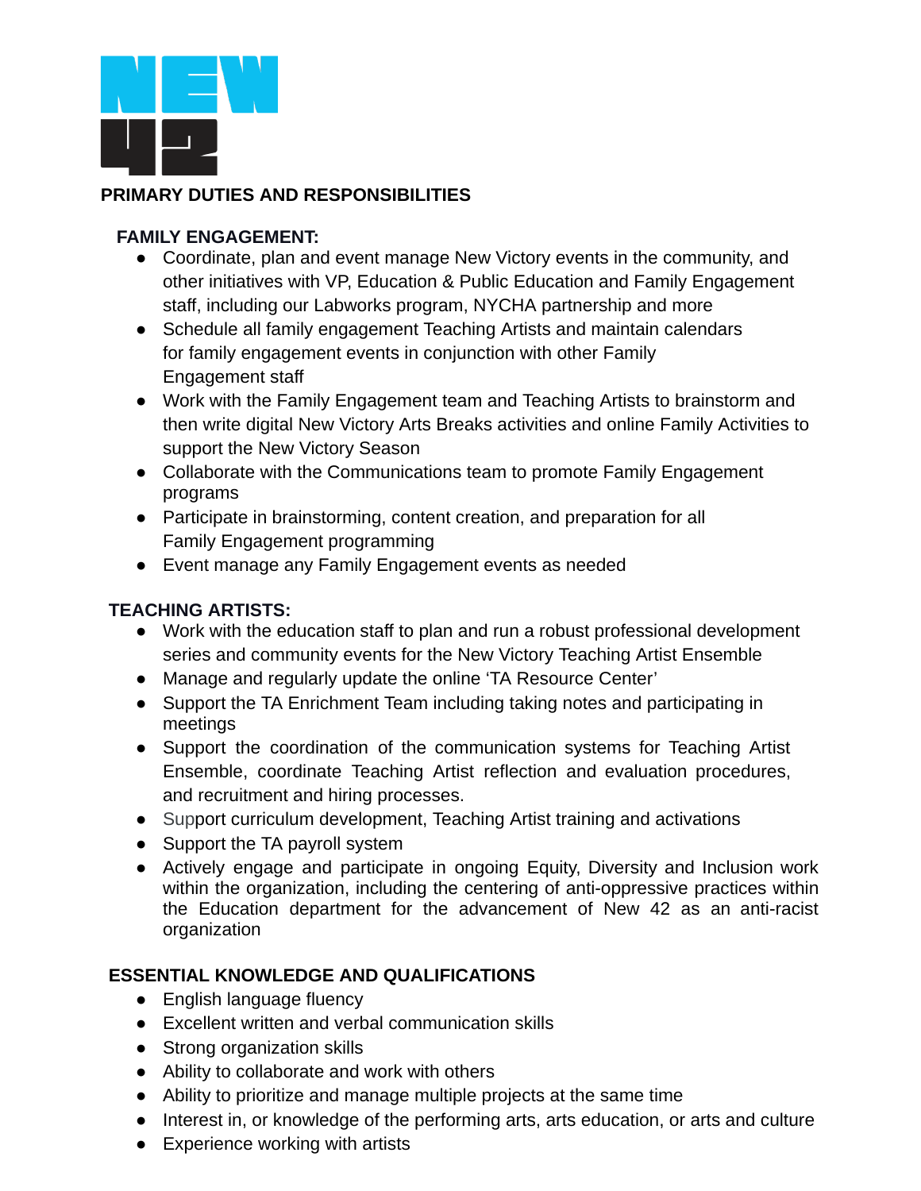## PRIMARY DUTIES AND RESPONSIBILITIES

### FAMILY ENGAGEMENT:

- Coordinate, plan and event manage New Victory events in the community, and other initiatives with VP, Education & Public Education and Family Engagement staff, including our Labworks program, NYCHA partnership and more
- Schedule all family engagement Teaching Artists and maintain calendars for family engagement events in conjunction with other Family Engagement staff
- Work with the Family Engagement team and Teaching Artists to brainstorm and then write digital New Victory Arts Breaks activities and online Family Activities to support the New Victory Season
- Collaborate with the Communications team to promote Family Engagement programs
- Participate in brainstorming, content creation, and preparation for all Family Engagement programming
- Event manage any Family Engagement events as needed

### TEACHING ARTISTS:

- Work with the education staff to plan and run a robust professional development series and community events for the New Victory Teaching Artist Ensemble
- Manage and regularly update the online 'TA Resource Center'
- Support the TA Enrichment Team including taking notes and participating in meetings
- Support the coordination of the communication systems for Teaching Artist Ensemble, coordinate Teaching Artist reflection and evaluation procedures, and recruitment and hiring processes.
- Support curriculum development, Teaching Artist training and activations
- Support the TA payroll system
- Actively engage and participate in ongoing Equity, Diversity and Inclusion work within the organization, including the centering of anti-oppressive practices within the Education department for the advancement of New 42 as an anti-racist organization

### ESSENTIAL KNOWLEDGE AND QUALIFICATIONS

- English language fluency
- Excellent written and verbal communication skills
- Strong organization skills
- Ability to collaborate and work with others
- Ability to prioritize and manage multiple projects at the same time
- Interest in, or knowledge of the performing arts, arts education, or arts and culture
- Experience working with artists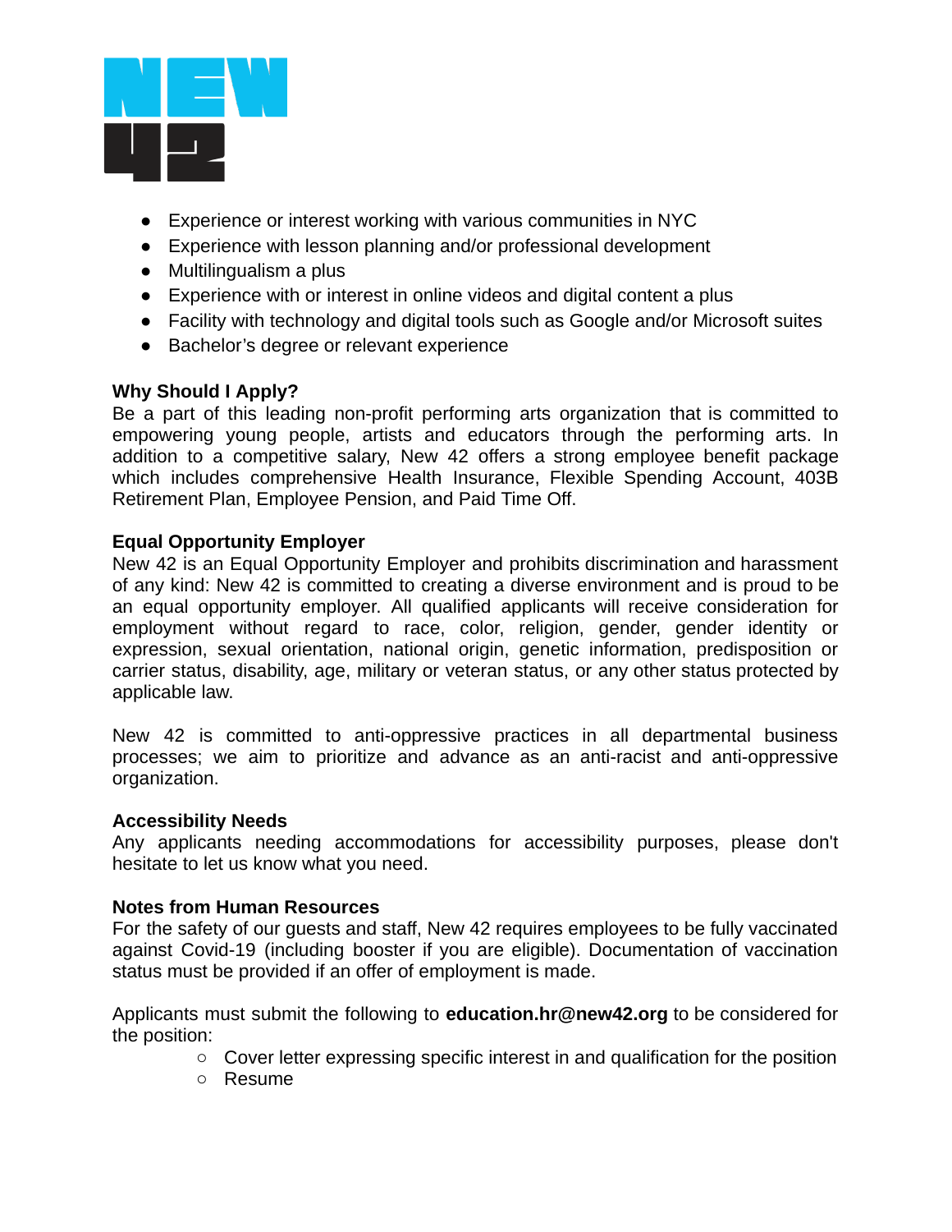- Experience or interest working with various communities in NYC
- Experience with lesson planning and/or professional development
- Multilingualism a plus
- Experience with or interest in online videos and digital content a plus
- Facility with technology and digital tools such as Google and/or Microsoft suites
- Bachelor's degree or relevant experience

**Why Should I Apply?**

Be a part of this leading non-profit performing arts organization that is committed to empowering young people, artists and educators through the performing arts. In addition to a competitive salary, New 42 offers a strong employee benefit package which includes comprehensive Health Insurance, Flexible Spending Account, 403B Retirement Plan, Employee Pension, and Paid Time Off.

**Equal Opportunity Employer**

New 42 is an Equal Opportunity Employer and prohibits discrimination and harassment of any kind: New 42 is committed to creating a diverse environment and is proud to be an equal opportunity employer. All qualified applicants will receive consideration for employment without regard to race, color, religion, gender, gender identity or expression, sexual orientation, national origin, genetic information, predisposition or carrier status, disability, age, military or veteran status, or any other status protected by applicable law.

New 42 is committed to anti-oppressive practices in all departmental business processes; we aim to prioritize and advance as an anti-racist and anti-oppressive organization.

**Accessibility Needs**

Any applicants needing accommodations for accessibility purposes, please don't hesitate to let us know what you need.

**Notes from Human Resources**

For the safety of our guests and staff, New 42 requires employees to be fully vaccinated against Covid-19 (including booster if you are eligible). Documentation of vaccination status must be provided if an offer of employment is made.

Applicants must submit the following to **education.hr@new42.org** to be considered for the position:

- Cover letter expressing specific interest in and qualification for the position
- Resume